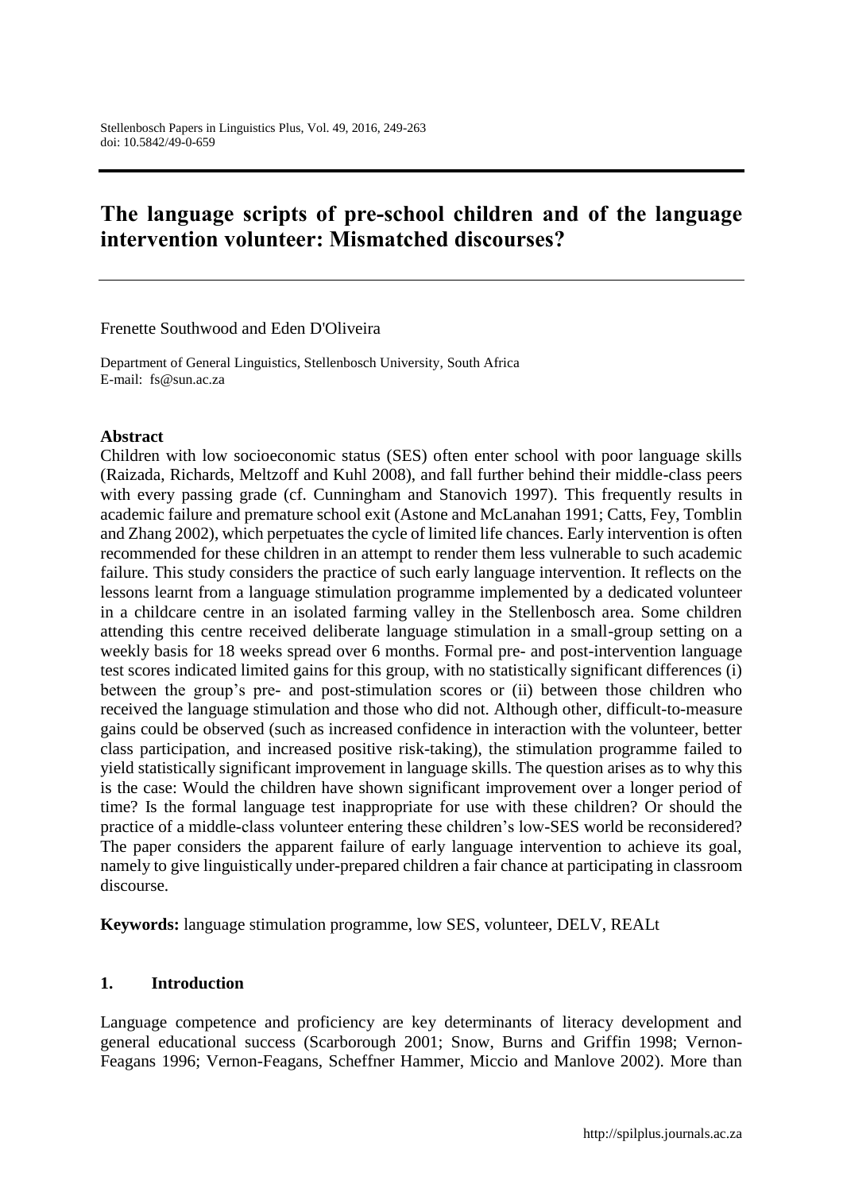# The language scripts of pre-school children and of the language intervention volunteer: Mismatched discourses?

Frenette Southwood and Eden D'Oliveira

Department of General Linguistics, Stellenbosch University, South Africa
E-mail: fs@sun.ac.za

## Abstract

Children with low socioeconomic status (SES) often enter school with poor language skills (Raizada, Richards, Meltzoff and Kuhl 2008), and fall further behind their middle-class peers with every passing grade (cf. Cunningham and Stanovich 1997). This frequently results in academic failure and premature school exit (Astone and McLanahan 1991; Catts, Fey, Tomblin and Zhang 2002), which perpetuates the cycle of limited life chances. Early intervention is often recommended for these children in an attempt to render them less vulnerable to such academic failure. This study considers the practice of such early language intervention. It reflects on the lessons learnt from a language stimulation programme implemented by a dedicated volunteer in a childcare centre in an isolated farming valley in the Stellenbosch area. Some children attending this centre received deliberate language stimulation in a small-group setting on a weekly basis for 18 weeks spread over 6 months. Formal pre- and post-intervention language test scores indicated limited gains for this group, with no statistically significant differences (i) between the group's pre- and post-stimulation scores or (ii) between those children who received the language stimulation and those who did not. Although other, difficult-to-measure gains could be observed (such as increased confidence in interaction with the volunteer, better class participation, and increased positive risk-taking), the stimulation programme failed to yield statistically significant improvement in language skills. The question arises as to why this is the case: Would the children have shown significant improvement over a longer period of time? Is the formal language test inappropriate for use with these children? Or should the practice of a middle-class volunteer entering these children's low-SES world be reconsidered? The paper considers the apparent failure of early language intervention to achieve its goal, namely to give linguistically under-prepared children a fair chance at participating in classroom discourse.

**Keywords:** language stimulation programme, low SES, volunteer, DELV, REALt

## 1. Introduction

Language competence and proficiency are key determinants of literacy development and general educational success (Scarborough 2001; Snow, Burns and Griffin 1998; Vernon-Feagans 1996; Vernon-Feagans, Scheffner Hammer, Miccio and Manlove 2002). More than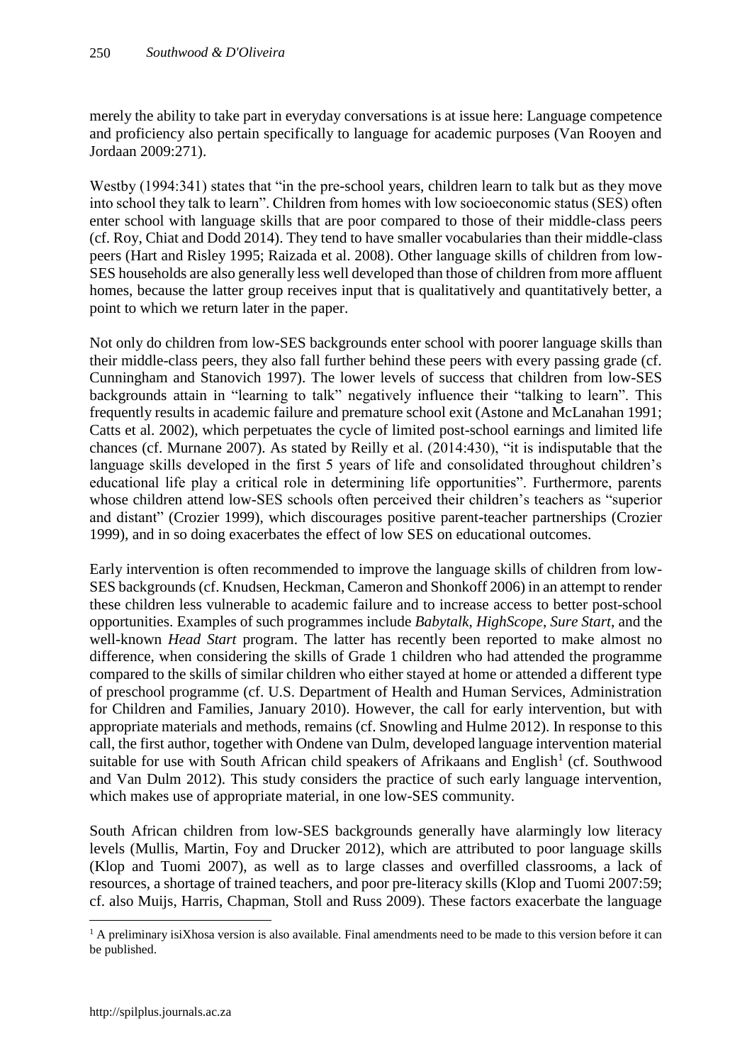merely the ability to take part in everyday conversations is at issue here: Language competence and proficiency also pertain specifically to language for academic purposes (Van Rooyen and Jordaan 2009:271).

Westby (1994:341) states that "in the pre-school years, children learn to talk but as they move into school they talk to learn". Children from homes with low socioeconomic status (SES) often enter school with language skills that are poor compared to those of their middle-class peers (cf. Roy, Chiat and Dodd 2014). They tend to have smaller vocabularies than their middle-class peers (Hart and Risley 1995; Raizada et al. 2008). Other language skills of children from low-SES households are also generally less well developed than those of children from more affluent homes, because the latter group receives input that is qualitatively and quantitatively better, a point to which we return later in the paper.

Not only do children from low-SES backgrounds enter school with poorer language skills than their middle-class peers, they also fall further behind these peers with every passing grade (cf. Cunningham and Stanovich 1997). The lower levels of success that children from low-SES backgrounds attain in "learning to talk" negatively influence their "talking to learn". This frequently results in academic failure and premature school exit (Astone and McLanahan 1991; Catts et al. 2002), which perpetuates the cycle of limited post-school earnings and limited life chances (cf. Murnane 2007). As stated by Reilly et al. (2014:430), "it is indisputable that the language skills developed in the first 5 years of life and consolidated throughout children's educational life play a critical role in determining life opportunities". Furthermore, parents whose children attend low-SES schools often perceived their children's teachers as "superior and distant" (Crozier 1999), which discourages positive parent-teacher partnerships (Crozier 1999), and in so doing exacerbates the effect of low SES on educational outcomes.

Early intervention is often recommended to improve the language skills of children from low-SES backgrounds (cf. Knudsen, Heckman, Cameron and Shonkoff 2006) in an attempt to render these children less vulnerable to academic failure and to increase access to better post-school opportunities. Examples of such programmes include *Babytalk*, *HighScope*, *Sure Start*, and the well-known *Head Start* program. The latter has recently been reported to make almost no difference, when considering the skills of Grade 1 children who had attended the programme compared to the skills of similar children who either stayed at home or attended a different type of preschool programme (cf. U.S. Department of Health and Human Services, Administration for Children and Families, January 2010). However, the call for early intervention, but with appropriate materials and methods, remains (cf. Snowling and Hulme 2012). In response to this call, the first author, together with Ondene van Dulm, developed language intervention material suitable for use with South African child speakers of Afrikaans and English[1] (cf. Southwood and Van Dulm 2012). This study considers the practice of such early language intervention, which makes use of appropriate material, in one low-SES community.

South African children from low-SES backgrounds generally have alarmingly low literacy levels (Mullis, Martin, Foy and Drucker 2012), which are attributed to poor language skills (Klop and Tuomi 2007), as well as to large classes and overfilled classrooms, a lack of resources, a shortage of trained teachers, and poor pre-literacy skills (Klop and Tuomi 2007:59; cf. also Muijs, Harris, Chapman, Stoll and Russ 2009). These factors exacerbate the language

[1] A preliminary isiXhosa version is also available. Final amendments need to be made to this version before it can be published.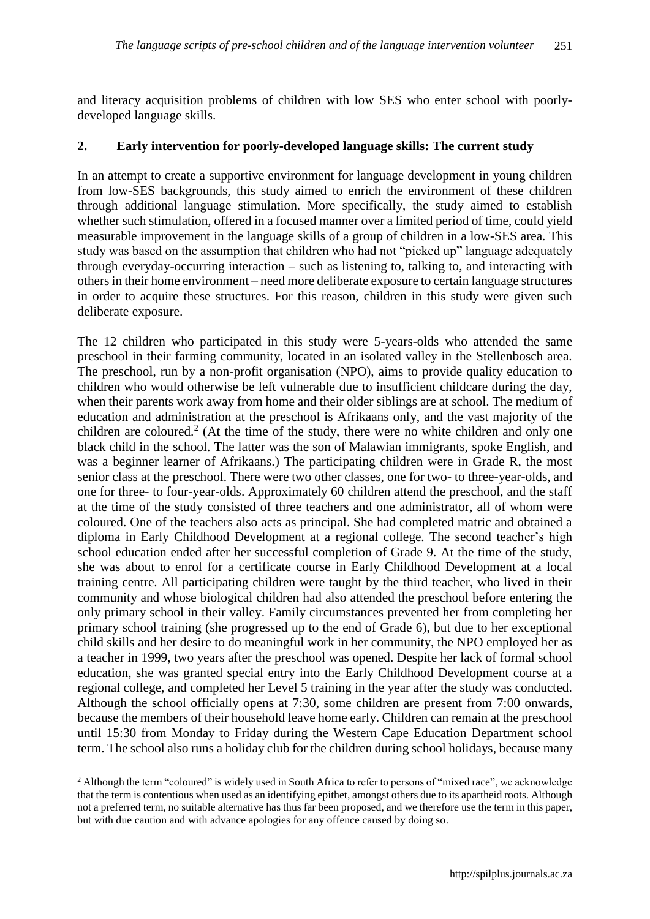and literacy acquisition problems of children with low SES who enter school with poorly-developed language skills.

## 2. Early intervention for poorly-developed language skills: The current study

In an attempt to create a supportive environment for language development in young children from low-SES backgrounds, this study aimed to enrich the environment of these children through additional language stimulation. More specifically, the study aimed to establish whether such stimulation, offered in a focused manner over a limited period of time, could yield measurable improvement in the language skills of a group of children in a low-SES area. This study was based on the assumption that children who had not "picked up" language adequately through everyday-occurring interaction – such as listening to, talking to, and interacting with others in their home environment – need more deliberate exposure to certain language structures in order to acquire these structures. For this reason, children in this study were given such deliberate exposure.

The 12 children who participated in this study were 5-years-olds who attended the same preschool in their farming community, located in an isolated valley in the Stellenbosch area. The preschool, run by a non-profit organisation (NPO), aims to provide quality education to children who would otherwise be left vulnerable due to insufficient childcare during the day, when their parents work away from home and their older siblings are at school. The medium of education and administration at the preschool is Afrikaans only, and the vast majority of the children are coloured.[2] (At the time of the study, there were no white children and only one black child in the school. The latter was the son of Malawian immigrants, spoke English, and was a beginner learner of Afrikaans.) The participating children were in Grade R, the most senior class at the preschool. There were two other classes, one for two- to three-year-olds, and one for three- to four-year-olds. Approximately 60 children attend the preschool, and the staff at the time of the study consisted of three teachers and one administrator, all of whom were coloured. One of the teachers also acts as principal. She had completed matric and obtained a diploma in Early Childhood Development at a regional college. The second teacher's high school education ended after her successful completion of Grade 9. At the time of the study, she was about to enrol for a certificate course in Early Childhood Development at a local training centre. All participating children were taught by the third teacher, who lived in their community and whose biological children had also attended the preschool before entering the only primary school in their valley. Family circumstances prevented her from completing her primary school training (she progressed up to the end of Grade 6), but due to her exceptional child skills and her desire to do meaningful work in her community, the NPO employed her as a teacher in 1999, two years after the preschool was opened. Despite her lack of formal school education, she was granted special entry into the Early Childhood Development course at a regional college, and completed her Level 5 training in the year after the study was conducted. Although the school officially opens at 7:30, some children are present from 7:00 onwards, because the members of their household leave home early. Children can remain at the preschool until 15:30 from Monday to Friday during the Western Cape Education Department school term. The school also runs a holiday club for the children during school holidays, because many

[2] Although the term "coloured" is widely used in South Africa to refer to persons of "mixed race", we acknowledge that the term is contentious when used as an identifying epithet, amongst others due to its apartheid roots. Although not a preferred term, no suitable alternative has thus far been proposed, and we therefore use the term in this paper, but with due caution and with advance apologies for any offence caused by doing so.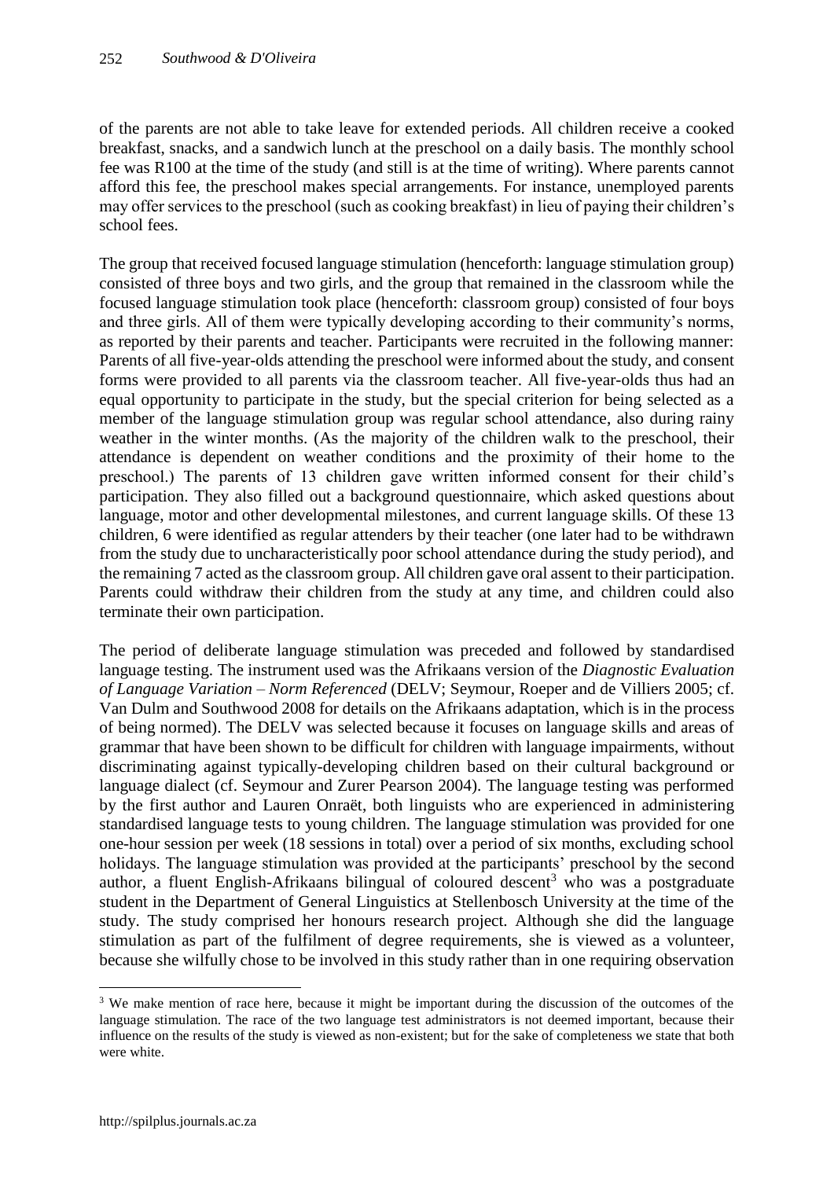of the parents are not able to take leave for extended periods. All children receive a cooked breakfast, snacks, and a sandwich lunch at the preschool on a daily basis. The monthly school fee was R100 at the time of the study (and still is at the time of writing). Where parents cannot afford this fee, the preschool makes special arrangements. For instance, unemployed parents may offer services to the preschool (such as cooking breakfast) in lieu of paying their children's school fees.

The group that received focused language stimulation (henceforth: language stimulation group) consisted of three boys and two girls, and the group that remained in the classroom while the focused language stimulation took place (henceforth: classroom group) consisted of four boys and three girls. All of them were typically developing according to their community's norms, as reported by their parents and teacher. Participants were recruited in the following manner: Parents of all five-year-olds attending the preschool were informed about the study, and consent forms were provided to all parents via the classroom teacher. All five-year-olds thus had an equal opportunity to participate in the study, but the special criterion for being selected as a member of the language stimulation group was regular school attendance, also during rainy weather in the winter months. (As the majority of the children walk to the preschool, their attendance is dependent on weather conditions and the proximity of their home to the preschool.) The parents of 13 children gave written informed consent for their child's participation. They also filled out a background questionnaire, which asked questions about language, motor and other developmental milestones, and current language skills. Of these 13 children, 6 were identified as regular attenders by their teacher (one later had to be withdrawn from the study due to uncharacteristically poor school attendance during the study period), and the remaining 7 acted as the classroom group. All children gave oral assent to their participation. Parents could withdraw their children from the study at any time, and children could also terminate their own participation.

The period of deliberate language stimulation was preceded and followed by standardised language testing. The instrument used was the Afrikaans version of the *Diagnostic Evaluation of Language Variation – Norm Referenced* (DELV; Seymour, Roeper and de Villiers 2005; cf. Van Dulm and Southwood 2008 for details on the Afrikaans adaptation, which is in the process of being normed). The DELV was selected because it focuses on language skills and areas of grammar that have been shown to be difficult for children with language impairments, without discriminating against typically-developing children based on their cultural background or language dialect (cf. Seymour and Zurer Pearson 2004). The language testing was performed by the first author and Lauren Onraët, both linguists who are experienced in administering standardised language tests to young children. The language stimulation was provided for one one-hour session per week (18 sessions in total) over a period of six months, excluding school holidays. The language stimulation was provided at the participants' preschool by the second author, a fluent English-Afrikaans bilingual of coloured descent[3] who was a postgraduate student in the Department of General Linguistics at Stellenbosch University at the time of the study. The study comprised her honours research project. Although she did the language stimulation as part of the fulfilment of degree requirements, she is viewed as a volunteer, because she wilfully chose to be involved in this study rather than in one requiring observation

[3] We make mention of race here, because it might be important during the discussion of the outcomes of the language stimulation. The race of the two language test administrators is not deemed important, because their influence on the results of the study is viewed as non-existent; but for the sake of completeness we state that both were white.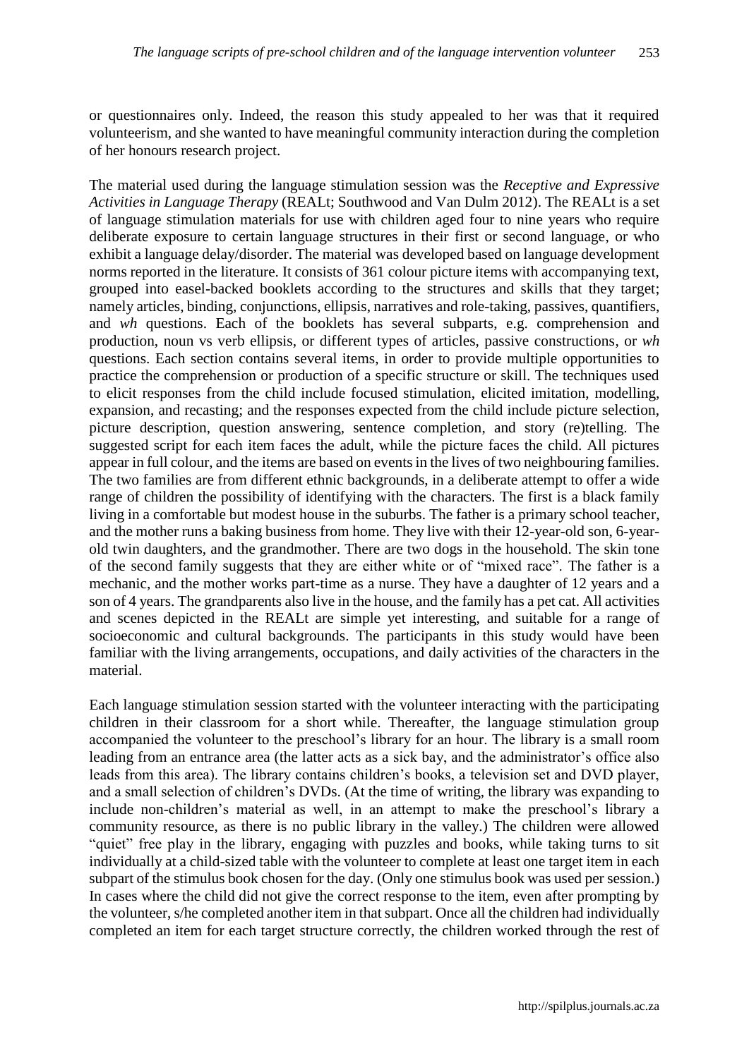or questionnaires only. Indeed, the reason this study appealed to her was that it required volunteerism, and she wanted to have meaningful community interaction during the completion of her honours research project.

The material used during the language stimulation session was the *Receptive and Expressive Activities in Language Therapy* (REALt; Southwood and Van Dulm 2012). The REALt is a set of language stimulation materials for use with children aged four to nine years who require deliberate exposure to certain language structures in their first or second language, or who exhibit a language delay/disorder. The material was developed based on language development norms reported in the literature. It consists of 361 colour picture items with accompanying text, grouped into easel-backed booklets according to the structures and skills that they target; namely articles, binding, conjunctions, ellipsis, narratives and role-taking, passives, quantifiers, and *wh* questions. Each of the booklets has several subparts, e.g. comprehension and production, noun vs verb ellipsis, or different types of articles, passive constructions, or *wh* questions. Each section contains several items, in order to provide multiple opportunities to practice the comprehension or production of a specific structure or skill. The techniques used to elicit responses from the child include focused stimulation, elicited imitation, modelling, expansion, and recasting; and the responses expected from the child include picture selection, picture description, question answering, sentence completion, and story (re)telling. The suggested script for each item faces the adult, while the picture faces the child. All pictures appear in full colour, and the items are based on events in the lives of two neighbouring families. The two families are from different ethnic backgrounds, in a deliberate attempt to offer a wide range of children the possibility of identifying with the characters. The first is a black family living in a comfortable but modest house in the suburbs. The father is a primary school teacher, and the mother runs a baking business from home. They live with their 12-year-old son, 6-year-old twin daughters, and the grandmother. There are two dogs in the household. The skin tone of the second family suggests that they are either white or of "mixed race". The father is a mechanic, and the mother works part-time as a nurse. They have a daughter of 12 years and a son of 4 years. The grandparents also live in the house, and the family has a pet cat. All activities and scenes depicted in the REALt are simple yet interesting, and suitable for a range of socioeconomic and cultural backgrounds. The participants in this study would have been familiar with the living arrangements, occupations, and daily activities of the characters in the material.

Each language stimulation session started with the volunteer interacting with the participating children in their classroom for a short while. Thereafter, the language stimulation group accompanied the volunteer to the preschool's library for an hour. The library is a small room leading from an entrance area (the latter acts as a sick bay, and the administrator's office also leads from this area). The library contains children's books, a television set and DVD player, and a small selection of children's DVDs. (At the time of writing, the library was expanding to include non-children's material as well, in an attempt to make the preschool's library a community resource, as there is no public library in the valley.) The children were allowed "quiet" free play in the library, engaging with puzzles and books, while taking turns to sit individually at a child-sized table with the volunteer to complete at least one target item in each subpart of the stimulus book chosen for the day. (Only one stimulus book was used per session.) In cases where the child did not give the correct response to the item, even after prompting by the volunteer, s/he completed another item in that subpart. Once all the children had individually completed an item for each target structure correctly, the children worked through the rest of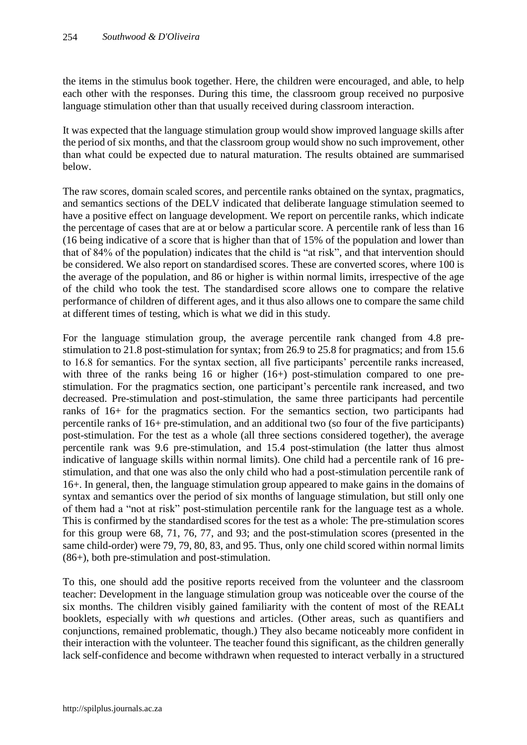the items in the stimulus book together. Here, the children were encouraged, and able, to help each other with the responses. During this time, the classroom group received no purposive language stimulation other than that usually received during classroom interaction.

It was expected that the language stimulation group would show improved language skills after the period of six months, and that the classroom group would show no such improvement, other than what could be expected due to natural maturation. The results obtained are summarised below.

The raw scores, domain scaled scores, and percentile ranks obtained on the syntax, pragmatics, and semantics sections of the DELV indicated that deliberate language stimulation seemed to have a positive effect on language development. We report on percentile ranks, which indicate the percentage of cases that are at or below a particular score. A percentile rank of less than 16 (16 being indicative of a score that is higher than that of 15% of the population and lower than that of 84% of the population) indicates that the child is "at risk", and that intervention should be considered. We also report on standardised scores. These are converted scores, where 100 is the average of the population, and 86 or higher is within normal limits, irrespective of the age of the child who took the test. The standardised score allows one to compare the relative performance of children of different ages, and it thus also allows one to compare the same child at different times of testing, which is what we did in this study.

For the language stimulation group, the average percentile rank changed from 4.8 pre-stimulation to 21.8 post-stimulation for syntax; from 26.9 to 25.8 for pragmatics; and from 15.6 to 16.8 for semantics. For the syntax section, all five participants' percentile ranks increased, with three of the ranks being 16 or higher (16+) post-stimulation compared to one pre-stimulation. For the pragmatics section, one participant's percentile rank increased, and two decreased. Pre-stimulation and post-stimulation, the same three participants had percentile ranks of 16+ for the pragmatics section. For the semantics section, two participants had percentile ranks of 16+ pre-stimulation, and an additional two (so four of the five participants) post-stimulation. For the test as a whole (all three sections considered together), the average percentile rank was 9.6 pre-stimulation, and 15.4 post-stimulation (the latter thus almost indicative of language skills within normal limits). One child had a percentile rank of 16 pre-stimulation, and that one was also the only child who had a post-stimulation percentile rank of 16+. In general, then, the language stimulation group appeared to make gains in the domains of syntax and semantics over the period of six months of language stimulation, but still only one of them had a "not at risk" post-stimulation percentile rank for the language test as a whole. This is confirmed by the standardised scores for the test as a whole: The pre-stimulation scores for this group were 68, 71, 76, 77, and 93; and the post-stimulation scores (presented in the same child-order) were 79, 79, 80, 83, and 95. Thus, only one child scored within normal limits (86+), both pre-stimulation and post-stimulation.

To this, one should add the positive reports received from the volunteer and the classroom teacher: Development in the language stimulation group was noticeable over the course of the six months. The children visibly gained familiarity with the content of most of the REALt booklets, especially with *wh* questions and articles. (Other areas, such as quantifiers and conjunctions, remained problematic, though.) They also became noticeably more confident in their interaction with the volunteer. The teacher found this significant, as the children generally lack self-confidence and become withdrawn when requested to interact verbally in a structured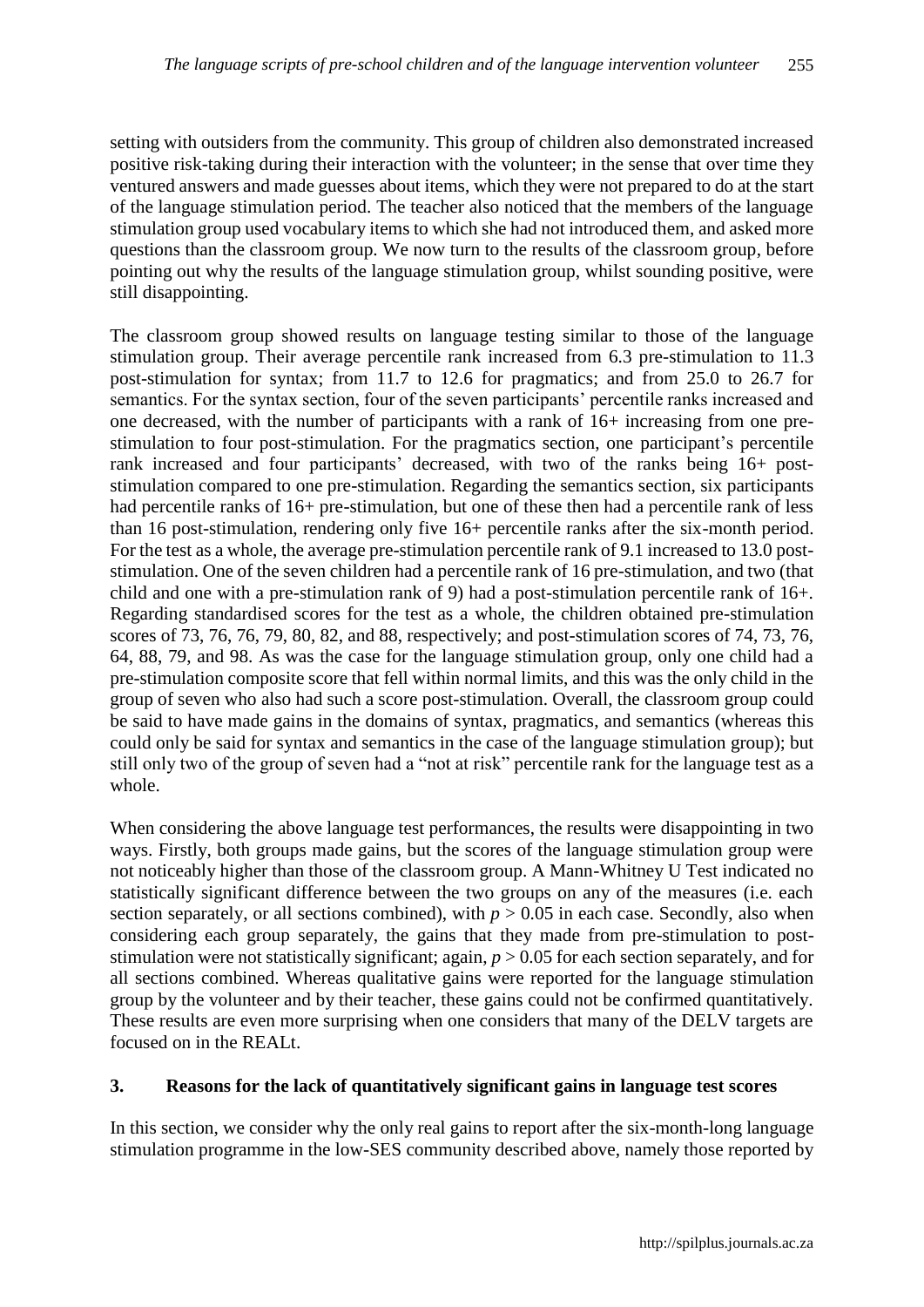setting with outsiders from the community. This group of children also demonstrated increased positive risk-taking during their interaction with the volunteer; in the sense that over time they ventured answers and made guesses about items, which they were not prepared to do at the start of the language stimulation period. The teacher also noticed that the members of the language stimulation group used vocabulary items to which she had not introduced them, and asked more questions than the classroom group. We now turn to the results of the classroom group, before pointing out why the results of the language stimulation group, whilst sounding positive, were still disappointing.

The classroom group showed results on language testing similar to those of the language stimulation group. Their average percentile rank increased from 6.3 pre-stimulation to 11.3 post-stimulation for syntax; from 11.7 to 12.6 for pragmatics; and from 25.0 to 26.7 for semantics. For the syntax section, four of the seven participants' percentile ranks increased and one decreased, with the number of participants with a rank of 16+ increasing from one pre-stimulation to four post-stimulation. For the pragmatics section, one participant's percentile rank increased and four participants' decreased, with two of the ranks being 16+ post-stimulation compared to one pre-stimulation. Regarding the semantics section, six participants had percentile ranks of 16+ pre-stimulation, but one of these then had a percentile rank of less than 16 post-stimulation, rendering only five 16+ percentile ranks after the six-month period. For the test as a whole, the average pre-stimulation percentile rank of 9.1 increased to 13.0 post-stimulation. One of the seven children had a percentile rank of 16 pre-stimulation, and two (that child and one with a pre-stimulation rank of 9) had a post-stimulation percentile rank of 16+. Regarding standardised scores for the test as a whole, the children obtained pre-stimulation scores of 73, 76, 76, 79, 80, 82, and 88, respectively; and post-stimulation scores of 74, 73, 76, 64, 88, 79, and 98. As was the case for the language stimulation group, only one child had a pre-stimulation composite score that fell within normal limits, and this was the only child in the group of seven who also had such a score post-stimulation. Overall, the classroom group could be said to have made gains in the domains of syntax, pragmatics, and semantics (whereas this could only be said for syntax and semantics in the case of the language stimulation group); but still only two of the group of seven had a "not at risk" percentile rank for the language test as a whole.

When considering the above language test performances, the results were disappointing in two ways. Firstly, both groups made gains, but the scores of the language stimulation group were not noticeably higher than those of the classroom group. A Mann-Whitney U Test indicated no statistically significant difference between the two groups on any of the measures (i.e. each section separately, or all sections combined), with $p > 0.05$ in each case. Secondly, also when considering each group separately, the gains that they made from pre-stimulation to post-stimulation were not statistically significant; again, $p > 0.05$ for each section separately, and for all sections combined. Whereas qualitative gains were reported for the language stimulation group by the volunteer and by their teacher, these gains could not be confirmed quantitatively. These results are even more surprising when one considers that many of the DELV targets are focused on in the REALt.

## 3. Reasons for the lack of quantitatively significant gains in language test scores

In this section, we consider why the only real gains to report after the six-month-long language stimulation programme in the low-SES community described above, namely those reported by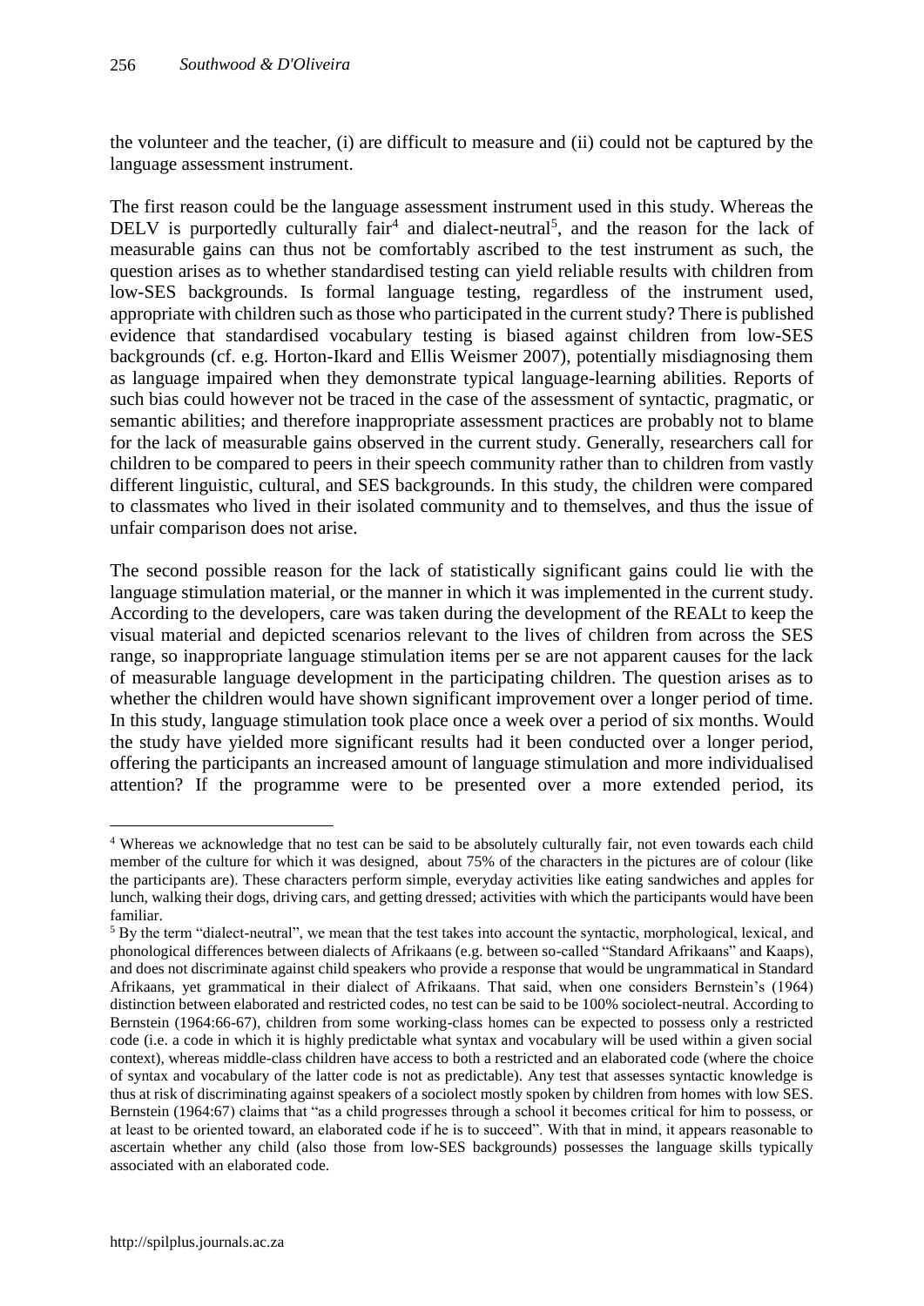the volunteer and the teacher, (i) are difficult to measure and (ii) could not be captured by the language assessment instrument.

The first reason could be the language assessment instrument used in this study. Whereas the DELV is purportedly culturally fair[4] and dialect-neutral[5], and the reason for the lack of measurable gains can thus not be comfortably ascribed to the test instrument as such, the question arises as to whether standardised testing can yield reliable results with children from low-SES backgrounds. Is formal language testing, regardless of the instrument used, appropriate with children such as those who participated in the current study? There is published evidence that standardised vocabulary testing is biased against children from low-SES backgrounds (cf. e.g. Horton-Ikard and Ellis Weismer 2007), potentially misdiagnosing them as language impaired when they demonstrate typical language-learning abilities. Reports of such bias could however not be traced in the case of the assessment of syntactic, pragmatic, or semantic abilities; and therefore inappropriate assessment practices are probably not to blame for the lack of measurable gains observed in the current study. Generally, researchers call for children to be compared to peers in their speech community rather than to children from vastly different linguistic, cultural, and SES backgrounds. In this study, the children were compared to classmates who lived in their isolated community and to themselves, and thus the issue of unfair comparison does not arise.

The second possible reason for the lack of statistically significant gains could lie with the language stimulation material, or the manner in which it was implemented in the current study. According to the developers, care was taken during the development of the REALt to keep the visual material and depicted scenarios relevant to the lives of children from across the SES range, so inappropriate language stimulation items per se are not apparent causes for the lack of measurable language development in the participating children. The question arises as to whether the children would have shown significant improvement over a longer period of time. In this study, language stimulation took place once a week over a period of six months. Would the study have yielded more significant results had it been conducted over a longer period, offering the participants an increased amount of language stimulation and more individualised attention? If the programme were to be presented over a more extended period, its

---

[4] Whereas we acknowledge that no test can be said to be absolutely culturally fair, not even towards each child member of the culture for which it was designed, about 75% of the characters in the pictures are of colour (like the participants are). These characters perform simple, everyday activities like eating sandwiches and apples for lunch, walking their dogs, driving cars, and getting dressed; activities with which the participants would have been familiar.

[5] By the term "dialect-neutral", we mean that the test takes into account the syntactic, morphological, lexical, and phonological differences between dialects of Afrikaans (e.g. between so-called "Standard Afrikaans" and Kaaps), and does not discriminate against child speakers who provide a response that would be ungrammatical in Standard Afrikaans, yet grammatical in their dialect of Afrikaans. That said, when one considers Bernstein's (1964) distinction between elaborated and restricted codes, no test can be said to be 100% sociolect-neutral. According to Bernstein (1964:66-67), children from some working-class homes can be expected to possess only a restricted code (i.e. a code in which it is highly predictable what syntax and vocabulary will be used within a given social context), whereas middle-class children have access to both a restricted and an elaborated code (where the choice of syntax and vocabulary of the latter code is not as predictable). Any test that assesses syntactic knowledge is thus at risk of discriminating against speakers of a sociolect mostly spoken by children from homes with low SES. Bernstein (1964:67) claims that "as a child progresses through a school it becomes critical for him to possess, or at least to be oriented toward, an elaborated code if he is to succeed". With that in mind, it appears reasonable to ascertain whether any child (also those from low-SES backgrounds) possesses the language skills typically associated with an elaborated code.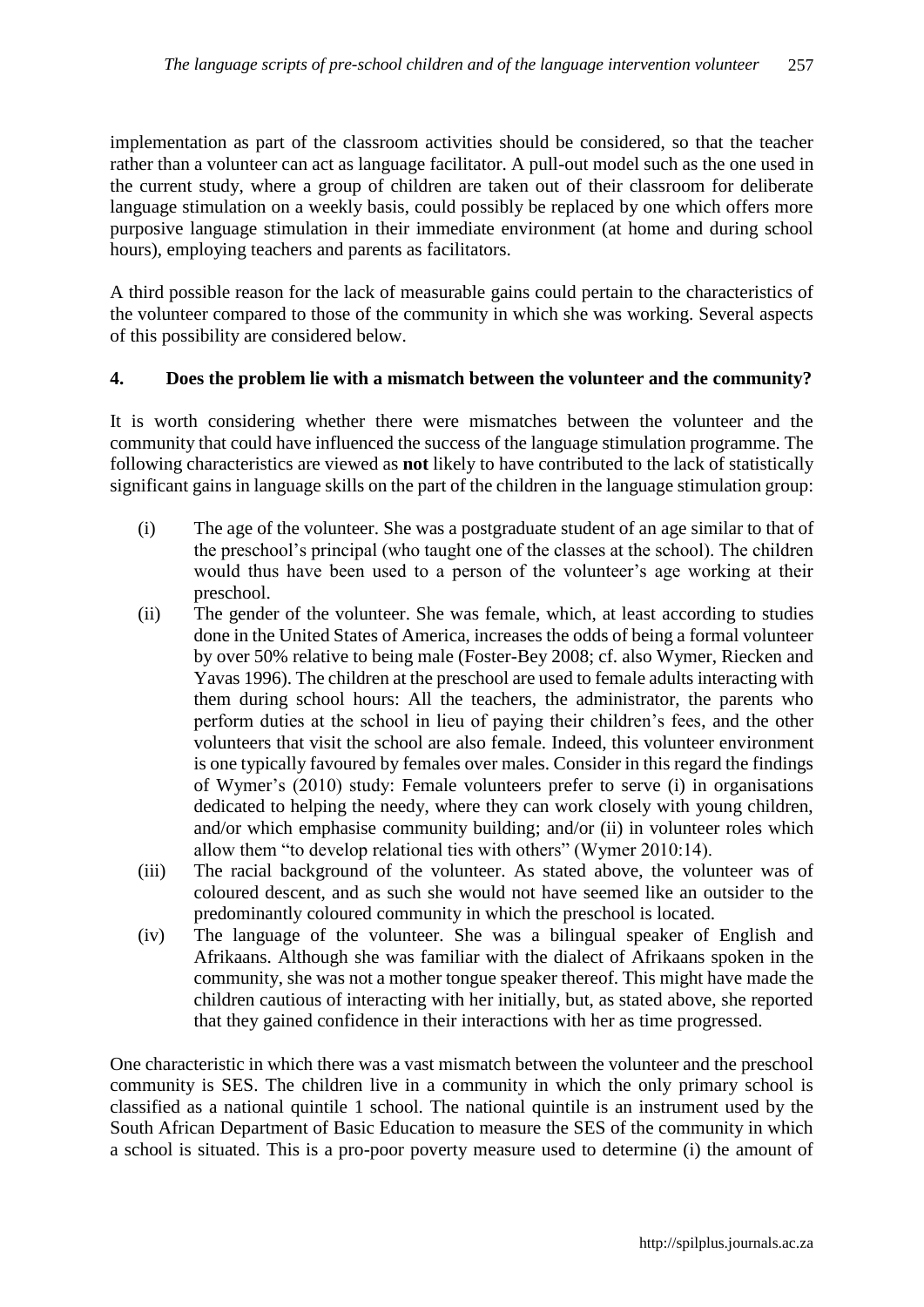implementation as part of the classroom activities should be considered, so that the teacher rather than a volunteer can act as language facilitator. A pull-out model such as the one used in the current study, where a group of children are taken out of their classroom for deliberate language stimulation on a weekly basis, could possibly be replaced by one which offers more purposive language stimulation in their immediate environment (at home and during school hours), employing teachers and parents as facilitators.

A third possible reason for the lack of measurable gains could pertain to the characteristics of the volunteer compared to those of the community in which she was working. Several aspects of this possibility are considered below.

## 4. Does the problem lie with a mismatch between the volunteer and the community?

It is worth considering whether there were mismatches between the volunteer and the community that could have influenced the success of the language stimulation programme. The following characteristics are viewed as **not** likely to have contributed to the lack of statistically significant gains in language skills on the part of the children in the language stimulation group:

(i) The age of the volunteer. She was a postgraduate student of an age similar to that of the preschool's principal (who taught one of the classes at the school). The children would thus have been used to a person of the volunteer's age working at their preschool.

(ii) The gender of the volunteer. She was female, which, at least according to studies done in the United States of America, increases the odds of being a formal volunteer by over 50% relative to being male (Foster-Bey 2008; cf. also Wymer, Riecken and Yavas 1996). The children at the preschool are used to female adults interacting with them during school hours: All the teachers, the administrator, the parents who perform duties at the school in lieu of paying their children's fees, and the other volunteers that visit the school are also female. Indeed, this volunteer environment is one typically favoured by females over males. Consider in this regard the findings of Wymer's (2010) study: Female volunteers prefer to serve (i) in organisations dedicated to helping the needy, where they can work closely with young children, and/or which emphasise community building; and/or (ii) in volunteer roles which allow them "to develop relational ties with others" (Wymer 2010:14).

(iii) The racial background of the volunteer. As stated above, the volunteer was of coloured descent, and as such she would not have seemed like an outsider to the predominantly coloured community in which the preschool is located.

(iv) The language of the volunteer. She was a bilingual speaker of English and Afrikaans. Although she was familiar with the dialect of Afrikaans spoken in the community, she was not a mother tongue speaker thereof. This might have made the children cautious of interacting with her initially, but, as stated above, she reported that they gained confidence in their interactions with her as time progressed.

One characteristic in which there was a vast mismatch between the volunteer and the preschool community is SES. The children live in a community in which the only primary school is classified as a national quintile 1 school. The national quintile is an instrument used by the South African Department of Basic Education to measure the SES of the community in which a school is situated. This is a pro-poor poverty measure used to determine (i) the amount of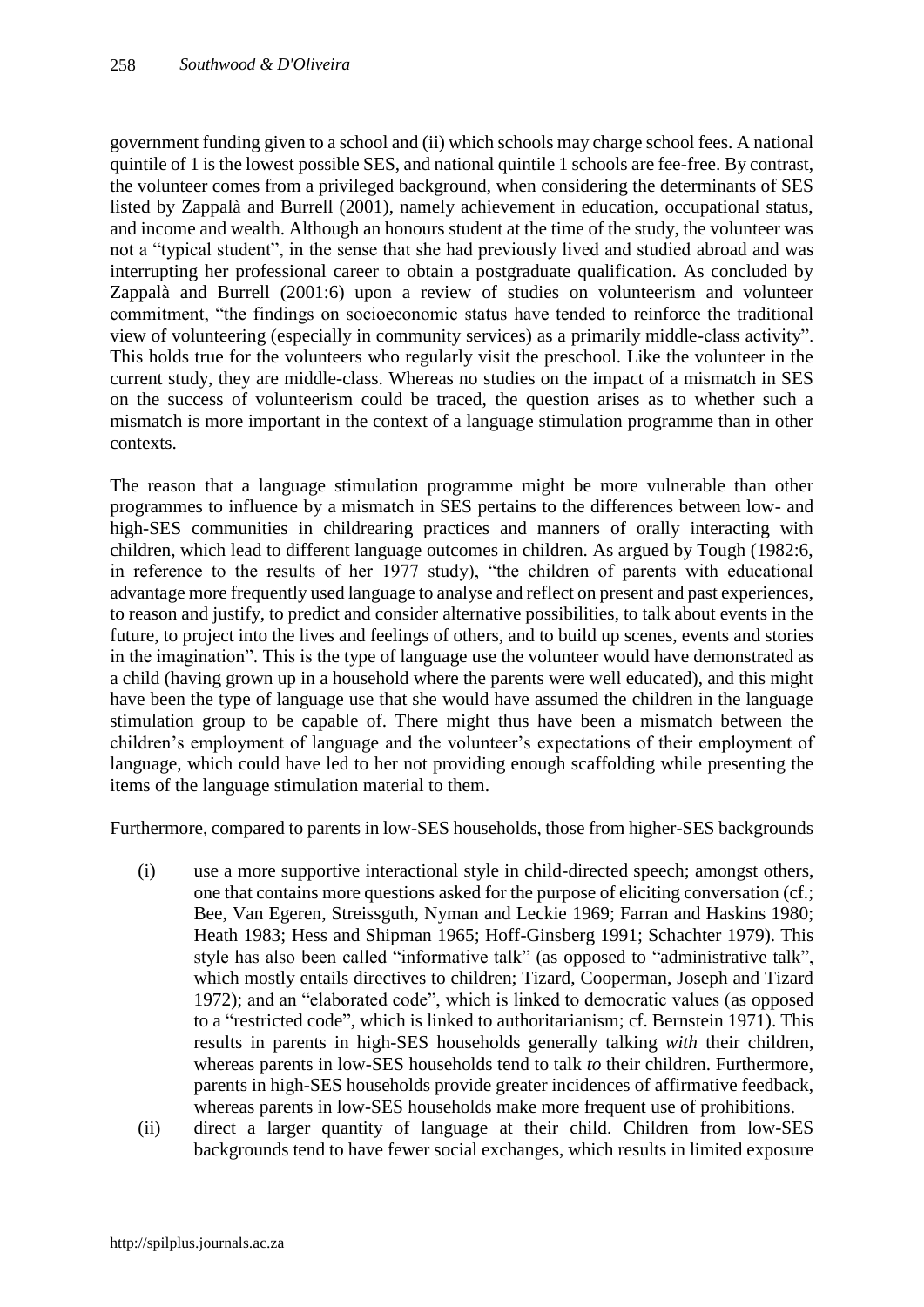government funding given to a school and (ii) which schools may charge school fees. A national quintile of 1 is the lowest possible SES, and national quintile 1 schools are fee-free. By contrast, the volunteer comes from a privileged background, when considering the determinants of SES listed by Zappalà and Burrell (2001), namely achievement in education, occupational status, and income and wealth. Although an honours student at the time of the study, the volunteer was not a "typical student", in the sense that she had previously lived and studied abroad and was interrupting her professional career to obtain a postgraduate qualification. As concluded by Zappalà and Burrell (2001:6) upon a review of studies on volunteerism and volunteer commitment, "the findings on socioeconomic status have tended to reinforce the traditional view of volunteering (especially in community services) as a primarily middle-class activity". This holds true for the volunteers who regularly visit the preschool. Like the volunteer in the current study, they are middle-class. Whereas no studies on the impact of a mismatch in SES on the success of volunteerism could be traced, the question arises as to whether such a mismatch is more important in the context of a language stimulation programme than in other contexts.

The reason that a language stimulation programme might be more vulnerable than other programmes to influence by a mismatch in SES pertains to the differences between low- and high-SES communities in childrearing practices and manners of orally interacting with children, which lead to different language outcomes in children. As argued by Tough (1982:6, in reference to the results of her 1977 study), "the children of parents with educational advantage more frequently used language to analyse and reflect on present and past experiences, to reason and justify, to predict and consider alternative possibilities, to talk about events in the future, to project into the lives and feelings of others, and to build up scenes, events and stories in the imagination". This is the type of language use the volunteer would have demonstrated as a child (having grown up in a household where the parents were well educated), and this might have been the type of language use that she would have assumed the children in the language stimulation group to be capable of. There might thus have been a mismatch between the children's employment of language and the volunteer's expectations of their employment of language, which could have led to her not providing enough scaffolding while presenting the items of the language stimulation material to them.

Furthermore, compared to parents in low-SES households, those from higher-SES backgrounds

(i) use a more supportive interactional style in child-directed speech; amongst others, one that contains more questions asked for the purpose of eliciting conversation (cf.; Bee, Van Egeren, Streissguth, Nyman and Leckie 1969; Farran and Haskins 1980; Heath 1983; Hess and Shipman 1965; Hoff-Ginsberg 1991; Schachter 1979). This style has also been called "informative talk" (as opposed to "administrative talk", which mostly entails directives to children; Tizard, Cooperman, Joseph and Tizard 1972); and an "elaborated code", which is linked to democratic values (as opposed to a "restricted code", which is linked to authoritarianism; cf. Bernstein 1971). This results in parents in high-SES households generally talking *with* their children, whereas parents in low-SES households tend to talk *to* their children. Furthermore, parents in high-SES households provide greater incidences of affirmative feedback, whereas parents in low-SES households make more frequent use of prohibitions.

(ii) direct a larger quantity of language at their child. Children from low-SES backgrounds tend to have fewer social exchanges, which results in limited exposure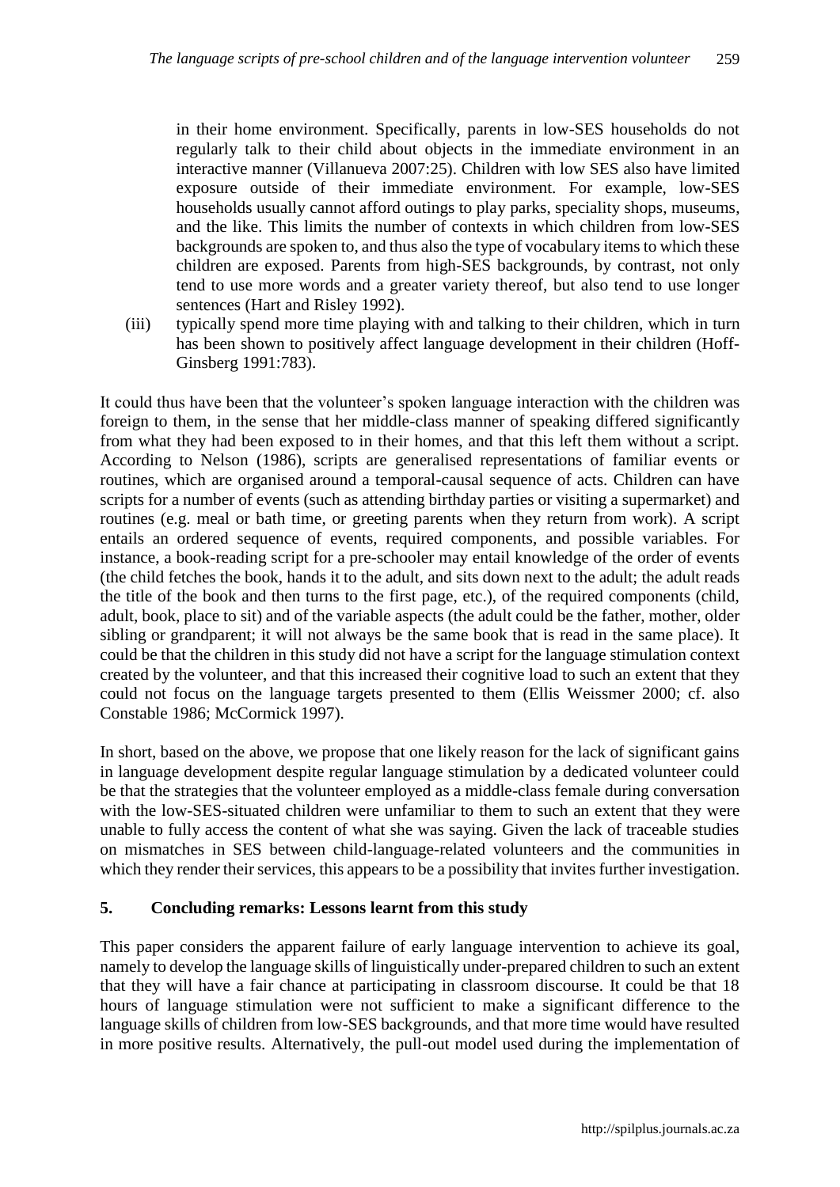in their home environment. Specifically, parents in low-SES households do not regularly talk to their child about objects in the immediate environment in an interactive manner (Villanueva 2007:25). Children with low SES also have limited exposure outside of their immediate environment. For example, low-SES households usually cannot afford outings to play parks, speciality shops, museums, and the like. This limits the number of contexts in which children from low-SES backgrounds are spoken to, and thus also the type of vocabulary items to which these children are exposed. Parents from high-SES backgrounds, by contrast, not only tend to use more words and a greater variety thereof, but also tend to use longer sentences (Hart and Risley 1992).

(iii) typically spend more time playing with and talking to their children, which in turn has been shown to positively affect language development in their children (Hoff-Ginsberg 1991:783).

It could thus have been that the volunteer's spoken language interaction with the children was foreign to them, in the sense that her middle-class manner of speaking differed significantly from what they had been exposed to in their homes, and that this left them without a script. According to Nelson (1986), scripts are generalised representations of familiar events or routines, which are organised around a temporal-causal sequence of acts. Children can have scripts for a number of events (such as attending birthday parties or visiting a supermarket) and routines (e.g. meal or bath time, or greeting parents when they return from work). A script entails an ordered sequence of events, required components, and possible variables. For instance, a book-reading script for a pre-schooler may entail knowledge of the order of events (the child fetches the book, hands it to the adult, and sits down next to the adult; the adult reads the title of the book and then turns to the first page, etc.), of the required components (child, adult, book, place to sit) and of the variable aspects (the adult could be the father, mother, older sibling or grandparent; it will not always be the same book that is read in the same place). It could be that the children in this study did not have a script for the language stimulation context created by the volunteer, and that this increased their cognitive load to such an extent that they could not focus on the language targets presented to them (Ellis Weissmer 2000; cf. also Constable 1986; McCormick 1997).

In short, based on the above, we propose that one likely reason for the lack of significant gains in language development despite regular language stimulation by a dedicated volunteer could be that the strategies that the volunteer employed as a middle-class female during conversation with the low-SES-situated children were unfamiliar to them to such an extent that they were unable to fully access the content of what she was saying. Given the lack of traceable studies on mismatches in SES between child-language-related volunteers and the communities in which they render their services, this appears to be a possibility that invites further investigation.

## 5. Concluding remarks: Lessons learnt from this study

This paper considers the apparent failure of early language intervention to achieve its goal, namely to develop the language skills of linguistically under-prepared children to such an extent that they will have a fair chance at participating in classroom discourse. It could be that 18 hours of language stimulation were not sufficient to make a significant difference to the language skills of children from low-SES backgrounds, and that more time would have resulted in more positive results. Alternatively, the pull-out model used during the implementation of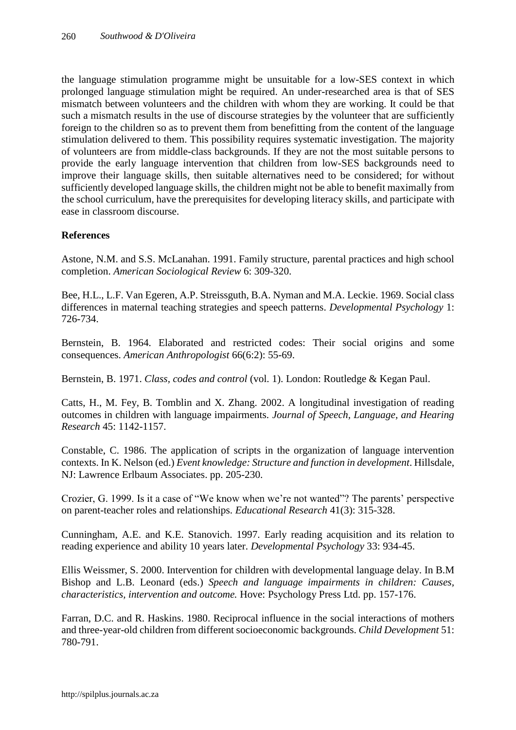the language stimulation programme might be unsuitable for a low-SES context in which prolonged language stimulation might be required. An under-researched area is that of SES mismatch between volunteers and the children with whom they are working. It could be that such a mismatch results in the use of discourse strategies by the volunteer that are sufficiently foreign to the children so as to prevent them from benefitting from the content of the language stimulation delivered to them. This possibility requires systematic investigation. The majority of volunteers are from middle-class backgrounds. If they are not the most suitable persons to provide the early language intervention that children from low-SES backgrounds need to improve their language skills, then suitable alternatives need to be considered; for without sufficiently developed language skills, the children might not be able to benefit maximally from the school curriculum, have the prerequisites for developing literacy skills, and participate with ease in classroom discourse.

## References

Astone, N.M. and S.S. McLanahan. 1991. Family structure, parental practices and high school completion. *American Sociological Review* 6: 309-320.

Bee, H.L., L.F. Van Egeren, A.P. Streissguth, B.A. Nyman and M.A. Leckie. 1969. Social class differences in maternal teaching strategies and speech patterns. *Developmental Psychology* 1: 726-734.

Bernstein, B. 1964. Elaborated and restricted codes: Their social origins and some consequences. *American Anthropologist* 66(6:2): 55-69.

Bernstein, B. 1971. *Class, codes and control* (vol. 1). London: Routledge & Kegan Paul.

Catts, H., M. Fey, B. Tomblin and X. Zhang. 2002. A longitudinal investigation of reading outcomes in children with language impairments. *Journal of Speech, Language, and Hearing Research* 45: 1142-1157.

Constable, C. 1986. The application of scripts in the organization of language intervention contexts. In K. Nelson (ed.) *Event knowledge: Structure and function in development*. Hillsdale, NJ: Lawrence Erlbaum Associates. pp. 205-230.

Crozier, G. 1999. Is it a case of "We know when we're not wanted"? The parents' perspective on parent-teacher roles and relationships. *Educational Research* 41(3): 315-328.

Cunningham, A.E. and K.E. Stanovich. 1997. Early reading acquisition and its relation to reading experience and ability 10 years later. *Developmental Psychology* 33: 934-45.

Ellis Weissmer, S. 2000. Intervention for children with developmental language delay. In B.M Bishop and L.B. Leonard (eds.) *Speech and language impairments in children: Causes, characteristics, intervention and outcome.* Hove: Psychology Press Ltd. pp. 157-176.

Farran, D.C. and R. Haskins. 1980. Reciprocal influence in the social interactions of mothers and three-year-old children from different socioeconomic backgrounds. *Child Development* 51: 780-791.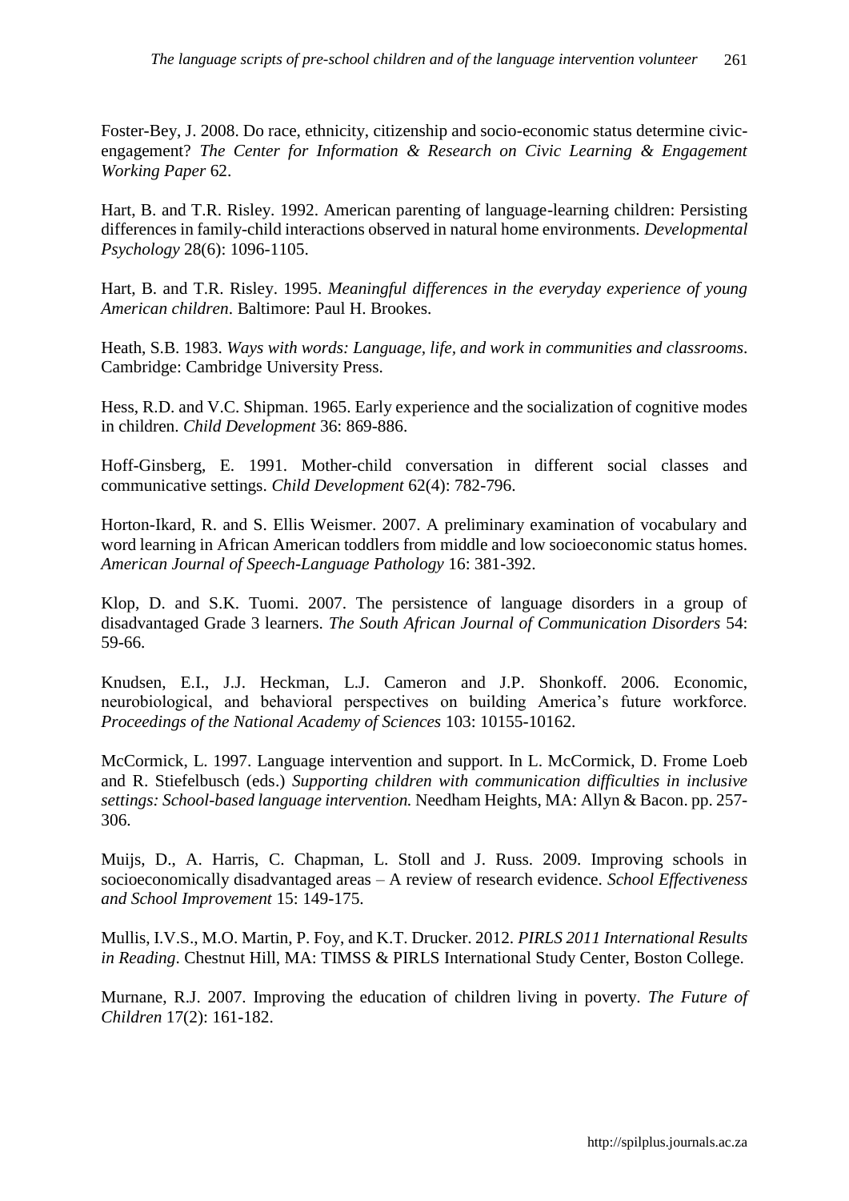Foster-Bey, J. 2008. Do race, ethnicity, citizenship and socio-economic status determine civic-engagement? *The Center for Information & Research on Civic Learning & Engagement Working Paper* 62.

Hart, B. and T.R. Risley. 1992. American parenting of language-learning children: Persisting differences in family-child interactions observed in natural home environments. *Developmental Psychology* 28(6): 1096-1105.

Hart, B. and T.R. Risley. 1995. *Meaningful differences in the everyday experience of young American children*. Baltimore: Paul H. Brookes.

Heath, S.B. 1983. *Ways with words: Language, life, and work in communities and classrooms*. Cambridge: Cambridge University Press.

Hess, R.D. and V.C. Shipman. 1965. Early experience and the socialization of cognitive modes in children. *Child Development* 36: 869-886.

Hoff-Ginsberg, E. 1991. Mother-child conversation in different social classes and communicative settings. *Child Development* 62(4): 782-796.

Horton-Ikard, R. and S. Ellis Weismer. 2007. A preliminary examination of vocabulary and word learning in African American toddlers from middle and low socioeconomic status homes. *American Journal of Speech-Language Pathology* 16: 381-392.

Klop, D. and S.K. Tuomi. 2007. The persistence of language disorders in a group of disadvantaged Grade 3 learners. *The South African Journal of Communication Disorders* 54: 59-66.

Knudsen, E.I., J.J. Heckman, L.J. Cameron and J.P. Shonkoff. 2006. Economic, neurobiological, and behavioral perspectives on building America's future workforce. *Proceedings of the National Academy of Sciences* 103: 10155-10162.

McCormick, L. 1997. Language intervention and support. In L. McCormick, D. Frome Loeb and R. Stiefelbusch (eds.) *Supporting children with communication difficulties in inclusive settings: School-based language intervention.* Needham Heights, MA: Allyn & Bacon. pp. 257-306.

Muijs, D., A. Harris, C. Chapman, L. Stoll and J. Russ. 2009. Improving schools in socioeconomically disadvantaged areas – A review of research evidence. *School Effectiveness and School Improvement* 15: 149-175.

Mullis, I.V.S., M.O. Martin, P. Foy, and K.T. Drucker. 2012. *PIRLS 2011 International Results in Reading*. Chestnut Hill, MA: TIMSS & PIRLS International Study Center, Boston College.

Murnane, R.J. 2007. Improving the education of children living in poverty. *The Future of Children* 17(2): 161-182.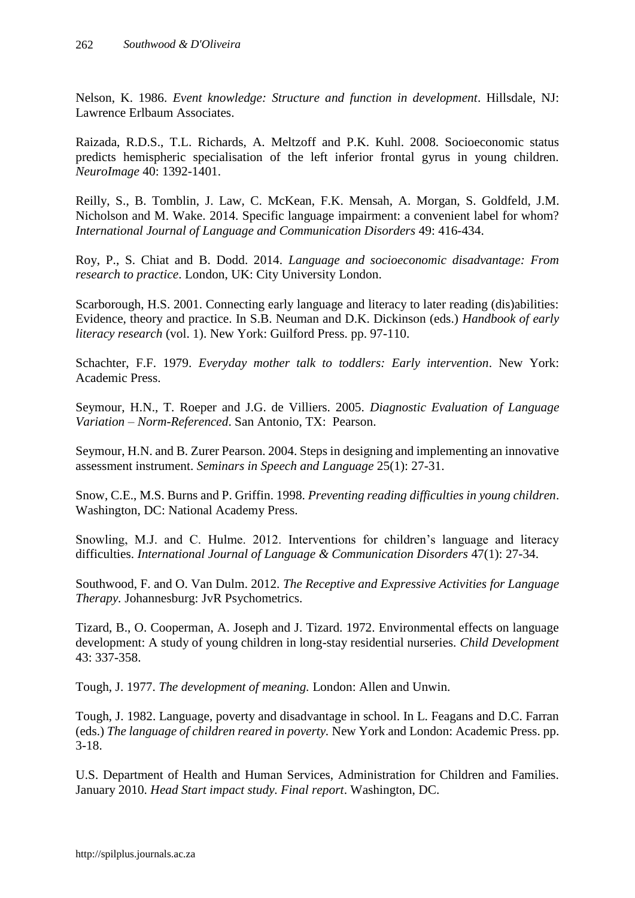Nelson, K. 1986. *Event knowledge: Structure and function in development*. Hillsdale, NJ: Lawrence Erlbaum Associates.

Raizada, R.D.S., T.L. Richards, A. Meltzoff and P.K. Kuhl. 2008. Socioeconomic status predicts hemispheric specialisation of the left inferior frontal gyrus in young children. *NeuroImage* 40: 1392-1401.

Reilly, S., B. Tomblin, J. Law, C. McKean, F.K. Mensah, A. Morgan, S. Goldfeld, J.M. Nicholson and M. Wake. 2014. Specific language impairment: a convenient label for whom? *International Journal of Language and Communication Disorders* 49: 416-434.

Roy, P., S. Chiat and B. Dodd. 2014. *Language and socioeconomic disadvantage: From research to practice*. London, UK: City University London.

Scarborough, H.S. 2001. Connecting early language and literacy to later reading (dis)abilities: Evidence, theory and practice. In S.B. Neuman and D.K. Dickinson (eds.) *Handbook of early literacy research* (vol. 1). New York: Guilford Press. pp. 97-110.

Schachter, F.F. 1979. *Everyday mother talk to toddlers: Early intervention*. New York: Academic Press.

Seymour, H.N., T. Roeper and J.G. de Villiers. 2005. *Diagnostic Evaluation of Language Variation – Norm-Referenced*. San Antonio, TX: Pearson.

Seymour, H.N. and B. Zurer Pearson. 2004. Steps in designing and implementing an innovative assessment instrument. *Seminars in Speech and Language* 25(1): 27-31.

Snow, C.E., M.S. Burns and P. Griffin. 1998. *Preventing reading difficulties in young children*. Washington, DC: National Academy Press.

Snowling, M.J. and C. Hulme. 2012. Interventions for children's language and literacy difficulties. *International Journal of Language & Communication Disorders* 47(1): 27-34.

Southwood, F. and O. Van Dulm. 2012. *The Receptive and Expressive Activities for Language Therapy*. Johannesburg: JvR Psychometrics.

Tizard, B., O. Cooperman, A. Joseph and J. Tizard. 1972. Environmental effects on language development: A study of young children in long-stay residential nurseries. *Child Development* 43: 337-358.

Tough, J. 1977. *The development of meaning*. London: Allen and Unwin.

Tough, J. 1982. Language, poverty and disadvantage in school. In L. Feagans and D.C. Farran (eds.) *The language of children reared in poverty*. New York and London: Academic Press. pp. 3-18.

U.S. Department of Health and Human Services, Administration for Children and Families. January 2010. *Head Start impact study. Final report*. Washington, DC.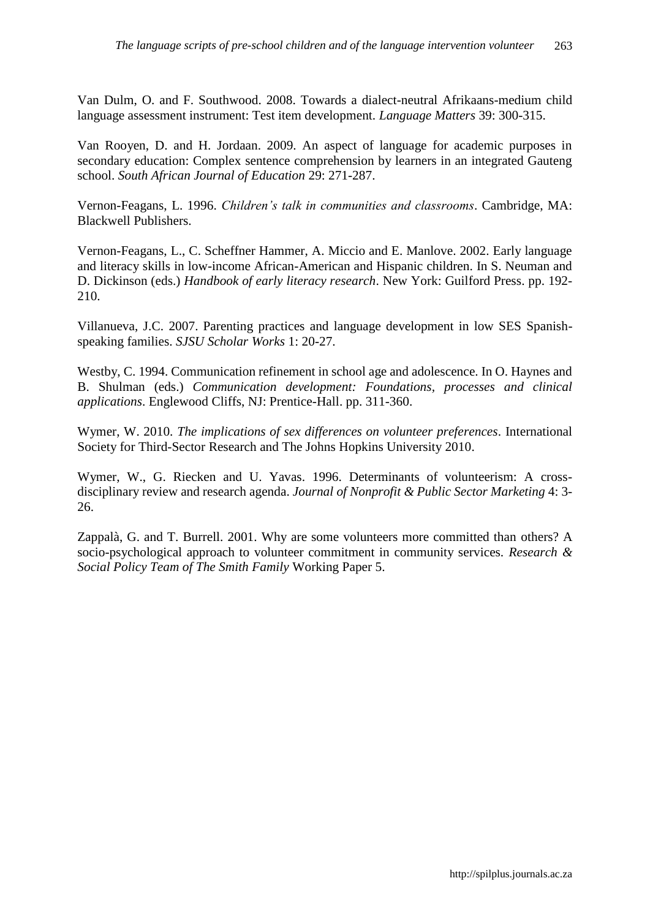Van Dulm, O. and F. Southwood. 2008. Towards a dialect-neutral Afrikaans-medium child language assessment instrument: Test item development. *Language Matters* 39: 300-315.

Van Rooyen, D. and H. Jordaan. 2009. An aspect of language for academic purposes in secondary education: Complex sentence comprehension by learners in an integrated Gauteng school. *South African Journal of Education* 29: 271-287.

Vernon-Feagans, L. 1996. *Children's talk in communities and classrooms*. Cambridge, MA: Blackwell Publishers.

Vernon-Feagans, L., C. Scheffner Hammer, A. Miccio and E. Manlove. 2002. Early language and literacy skills in low-income African-American and Hispanic children. In S. Neuman and D. Dickinson (eds.) *Handbook of early literacy research*. New York: Guilford Press. pp. 192-210.

Villanueva, J.C. 2007. Parenting practices and language development in low SES Spanish-speaking families. *SJSU Scholar Works* 1: 20-27.

Westby, C. 1994. Communication refinement in school age and adolescence. In O. Haynes and B. Shulman (eds.) *Communication development: Foundations, processes and clinical applications*. Englewood Cliffs, NJ: Prentice-Hall. pp. 311-360.

Wymer, W. 2010. *The implications of sex differences on volunteer preferences*. International Society for Third-Sector Research and The Johns Hopkins University 2010.

Wymer, W., G. Riecken and U. Yavas. 1996. Determinants of volunteerism: A cross-disciplinary review and research agenda. *Journal of Nonprofit & Public Sector Marketing* 4: 3-26.

Zappalà, G. and T. Burrell. 2001. Why are some volunteers more committed than others? A socio-psychological approach to volunteer commitment in community services. *Research & Social Policy Team of The Smith Family* Working Paper 5.